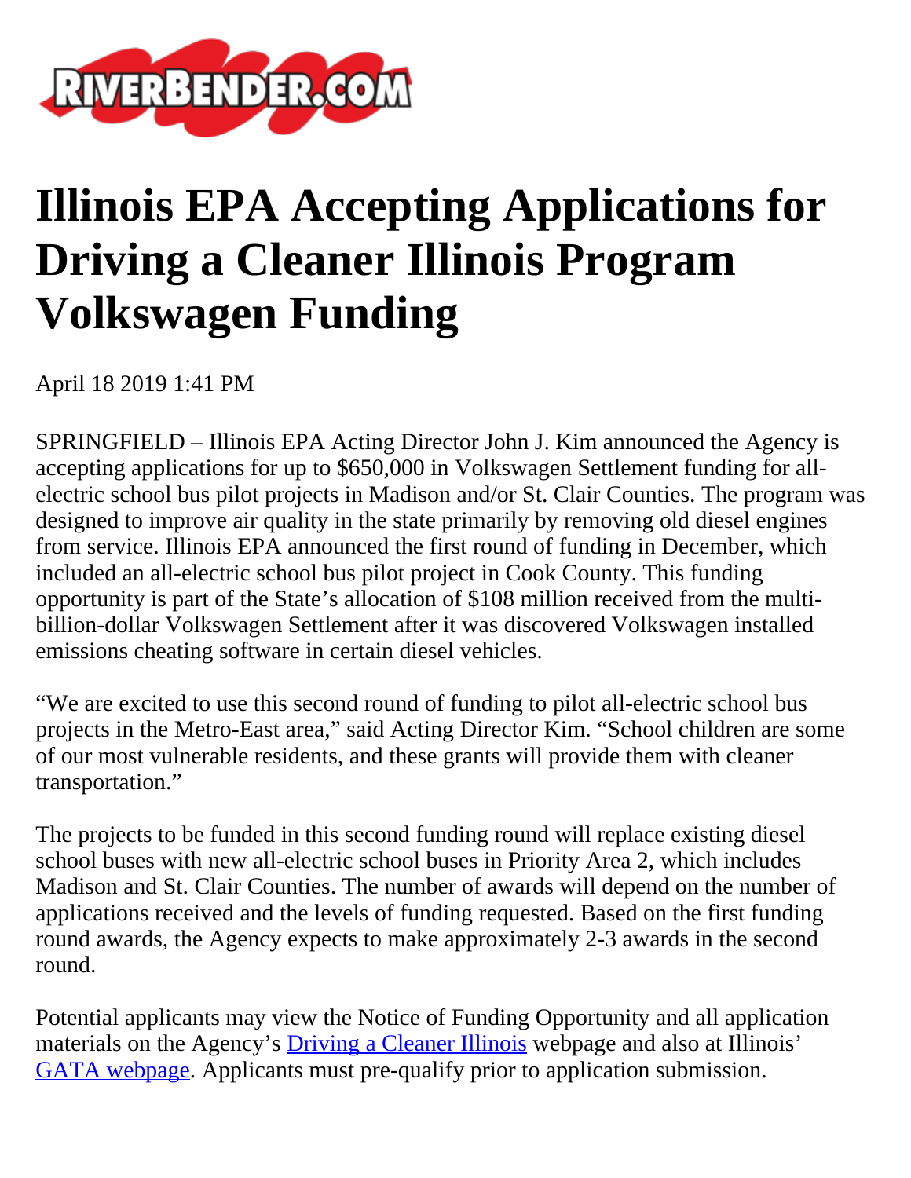# Illinois EPA Accepting Applications for Driving a Cleaner Illinois Program Volkswagen Funding

April 18 2019 1:41 PM

SPRINGFIELD – Illinois EPA Acting Director John J. Kim announced the Agency is accepting applications for up to $650,000 in Volkswagen Settlement funding for all-electric school bus pilot projects in Madison and/or St. Clair Counties. The program was designed to improve air quality in the state primarily by removing old diesel engines from service. Illinois EPA announced the first round of funding in December, which included an all-electric school bus pilot project in Cook County. This funding opportunity is part of the State's allocation of $108 million received from the multi-billion-dollar Volkswagen Settlement after it was discovered Volkswagen installed emissions cheating software in certain diesel vehicles.

"We are excited to use this second round of funding to pilot all-electric school bus projects in the Metro-East area," said Acting Director Kim. "School children are some of our most vulnerable residents, and these grants will provide them with cleaner transportation."

The projects to be funded in this second funding round will replace existing diesel school buses with new all-electric school buses in Priority Area 2, which includes Madison and St. Clair Counties. The number of awards will depend on the number of applications received and the levels of funding requested. Based on the first funding round awards, the Agency expects to make approximately 2-3 awards in the second round.

Potential applicants may view the Notice of Funding Opportunity and all application materials on the Agency's Driving a Cleaner Illinois webpage and also at Illinois' GATA webpage. Applicants must pre-qualify prior to application submission.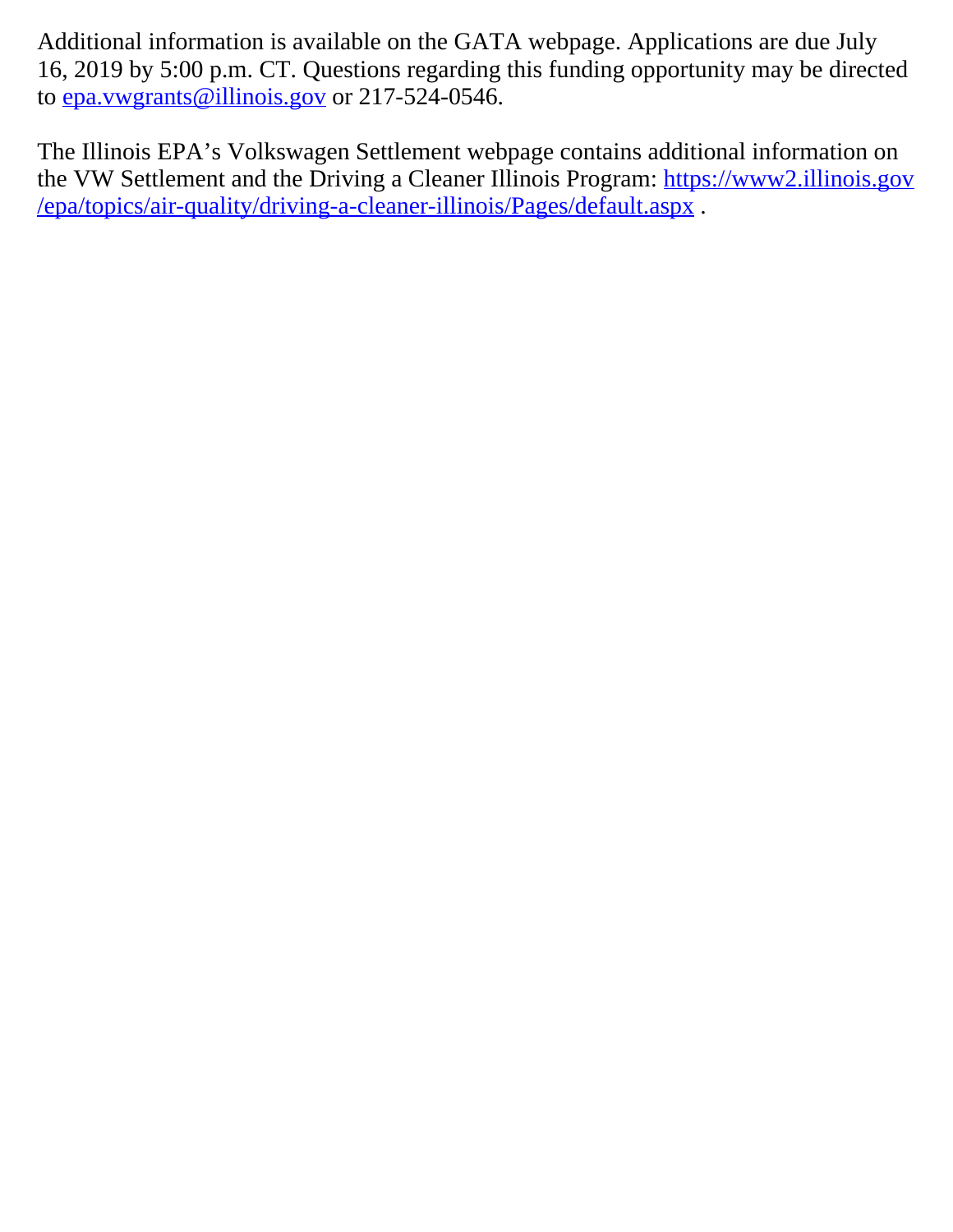Additional information is available on the GATA webpage. Applications are due July 16, 2019 by 5:00 p.m. CT. Questions regarding this funding opportunity may be directed to epa.vwgrants@illinois.gov or 217-524-0546.

The Illinois EPA's Volkswagen Settlement webpage contains additional information on the VW Settlement and the Driving a Cleaner Illinois Program: https://www2.illinois.gov/epa/topics/air-quality/driving-a-cleaner-illinois/Pages/default.aspx .